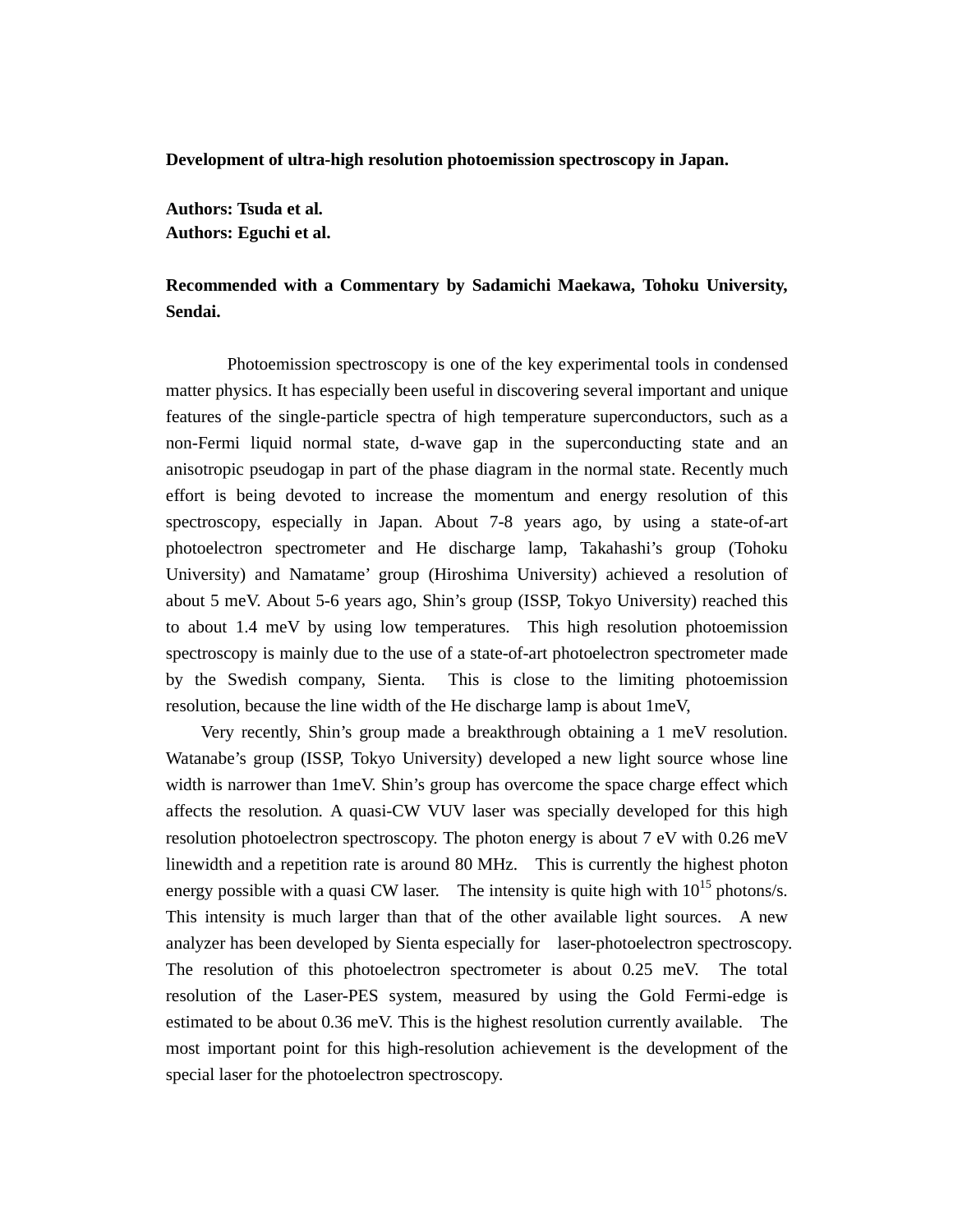**Development of ultra-high resolution photoemission spectroscopy in Japan.**

**Authors: Tsuda et al.**
**Authors: Eguchi et al.**

**Recommended with a Commentary by Sadamichi Maekawa, Tohoku University, Sendai.**

Photoemission spectroscopy is one of the key experimental tools in condensed matter physics. It has especially been useful in discovering several important and unique features of the single-particle spectra of high temperature superconductors, such as a non-Fermi liquid normal state, d-wave gap in the superconducting state and an anisotropic pseudogap in part of the phase diagram in the normal state. Recently much effort is being devoted to increase the momentum and energy resolution of this spectroscopy, especially in Japan. About 7-8 years ago, by using a state-of-art photoelectron spectrometer and He discharge lamp, Takahashi's group (Tohoku University) and Namatame' group (Hiroshima University) achieved a resolution of about 5 meV. About 5-6 years ago, Shin's group (ISSP, Tokyo University) reached this to about 1.4 meV by using low temperatures. This high resolution photoemission spectroscopy is mainly due to the use of a state-of-art photoelectron spectrometer made by the Swedish company, Sienta. This is close to the limiting photoemission resolution, because the line width of the He discharge lamp is about 1meV,

Very recently, Shin's group made a breakthrough obtaining a 1 meV resolution. Watanabe's group (ISSP, Tokyo University) developed a new light source whose line width is narrower than 1meV. Shin's group has overcome the space charge effect which affects the resolution. A quasi-CW VUV laser was specially developed for this high resolution photoelectron spectroscopy. The photon energy is about 7 eV with 0.26 meV linewidth and a repetition rate is around 80 MHz. This is currently the highest photon energy possible with a quasi CW laser. The intensity is quite high with $10^{15}$ photons/s. This intensity is much larger than that of the other available light sources. A new analyzer has been developed by Sienta especially for laser-photoelectron spectroscopy. The resolution of this photoelectron spectrometer is about 0.25 meV. The total resolution of the Laser-PES system, measured by using the Gold Fermi-edge is estimated to be about 0.36 meV. This is the highest resolution currently available. The most important point for this high-resolution achievement is the development of the special laser for the photoelectron spectroscopy.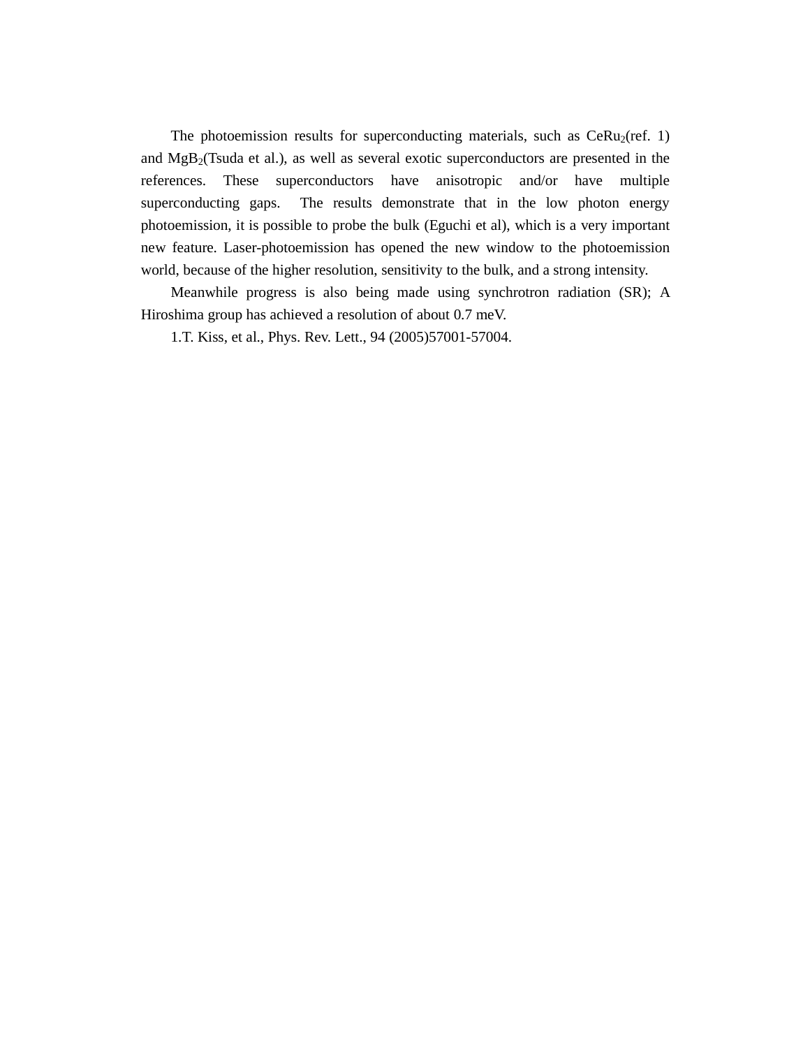The photoemission results for superconducting materials, such as $CeRu_2$(ref. 1) and $MgB_2$(Tsuda et al.), as well as several exotic superconductors are presented in the references. These superconductors have anisotropic and/or have multiple superconducting gaps. The results demonstrate that in the low photon energy photoemission, it is possible to probe the bulk (Eguchi et al), which is a very important new feature. Laser-photoemission has opened the new window to the photoemission world, because of the higher resolution, sensitivity to the bulk, and a strong intensity.

Meanwhile progress is also being made using synchrotron radiation (SR); A Hiroshima group has achieved a resolution of about 0.7 meV.

1.T. Kiss, et al., Phys. Rev. Lett., 94 (2005)57001-57004.